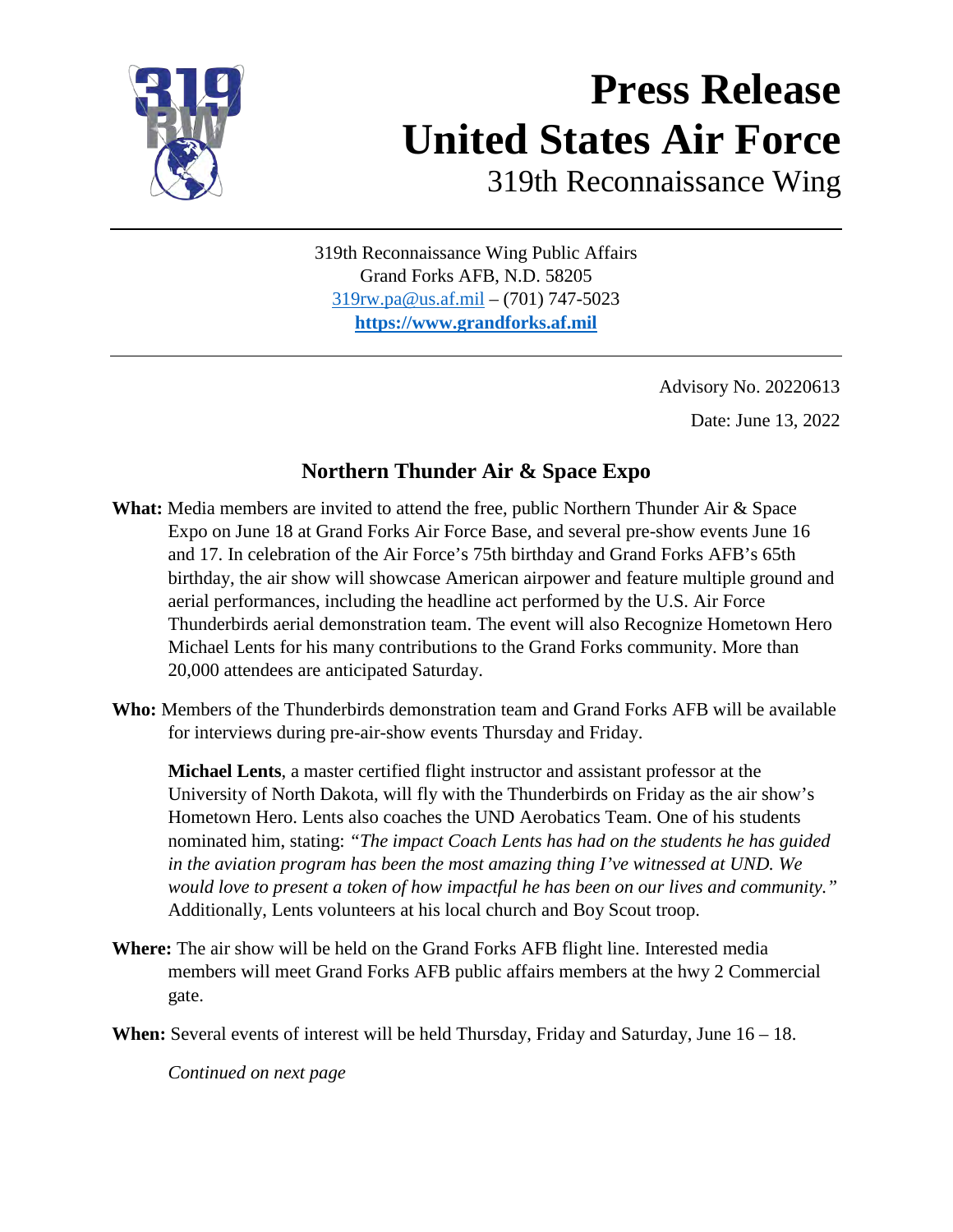# Press Release
# United States Air Force
## 319th Reconnaissance Wing

319th Reconnaissance Wing Public Affairs
Grand Forks AFB, N.D. 58205
319rw.pa@us.af.mil – (701) 747-5023
**https://www.grandforks.af.mil**

Advisory No. 20220613

Date: June 13, 2022

## Northern Thunder Air & Space Expo

**What:** Media members are invited to attend the free, public Northern Thunder Air & Space Expo on June 18 at Grand Forks Air Force Base, and several pre-show events June 16 and 17. In celebration of the Air Force's 75th birthday and Grand Forks AFB's 65th birthday, the air show will showcase American airpower and feature multiple ground and aerial performances, including the headline act performed by the U.S. Air Force Thunderbirds aerial demonstration team. The event will also Recognize Hometown Hero Michael Lents for his many contributions to the Grand Forks community. More than 20,000 attendees are anticipated Saturday.

**Who:** Members of the Thunderbirds demonstration team and Grand Forks AFB will be available for interviews during pre-air-show events Thursday and Friday.

**Michael Lents**, a master certified flight instructor and assistant professor at the University of North Dakota, will fly with the Thunderbirds on Friday as the air show's Hometown Hero. Lents also coaches the UND Aerobatics Team. One of his students nominated him, stating: *"The impact Coach Lents has had on the students he has guided in the aviation program has been the most amazing thing I've witnessed at UND. We would love to present a token of how impactful he has been on our lives and community."* Additionally, Lents volunteers at his local church and Boy Scout troop.

**Where:** The air show will be held on the Grand Forks AFB flight line. Interested media members will meet Grand Forks AFB public affairs members at the hwy 2 Commercial gate.

**When:** Several events of interest will be held Thursday, Friday and Saturday, June 16 – 18.

*Continued on next page*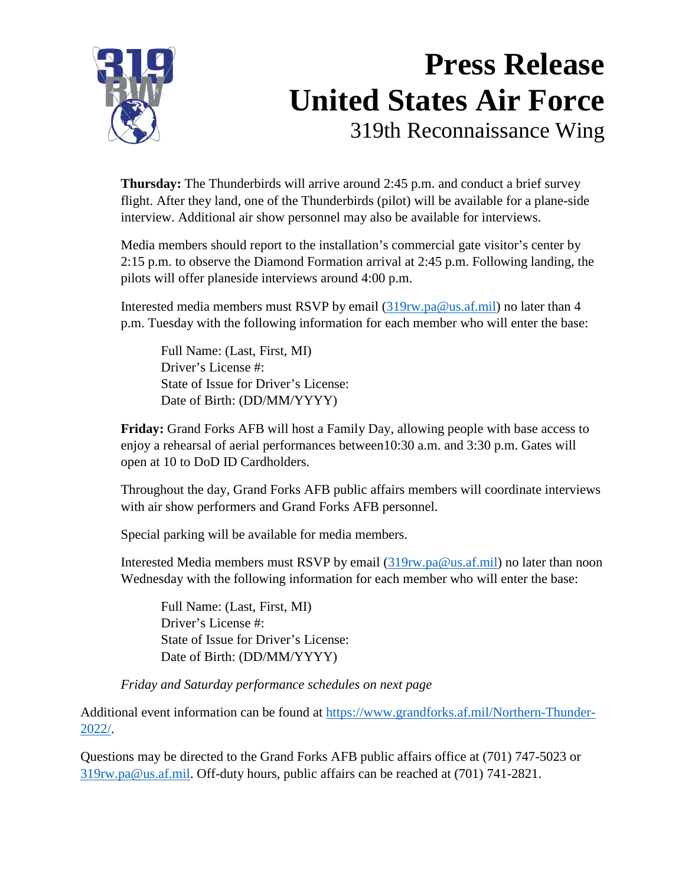# Press Release
# United States Air Force
## 319th Reconnaissance Wing

**Thursday:** The Thunderbirds will arrive around 2:45 p.m. and conduct a brief survey flight. After they land, one of the Thunderbirds (pilot) will be available for a plane-side interview. Additional air show personnel may also be available for interviews.

Media members should report to the installation's commercial gate visitor's center by 2:15 p.m. to observe the Diamond Formation arrival at 2:45 p.m. Following landing, the pilots will offer planeside interviews around 4:00 p.m.

Interested media members must RSVP by email (319rw.pa@us.af.mil) no later than 4 p.m. Tuesday with the following information for each member who will enter the base:

Full Name: (Last, First, MI)
Driver's License #:
State of Issue for Driver's License:
Date of Birth: (DD/MM/YYYY)

**Friday:** Grand Forks AFB will host a Family Day, allowing people with base access to enjoy a rehearsal of aerial performances between10:30 a.m. and 3:30 p.m. Gates will open at 10 to DoD ID Cardholders.

Throughout the day, Grand Forks AFB public affairs members will coordinate interviews with air show performers and Grand Forks AFB personnel.

Special parking will be available for media members.

Interested Media members must RSVP by email (319rw.pa@us.af.mil) no later than noon Wednesday with the following information for each member who will enter the base:

Full Name: (Last, First, MI)
Driver's License #:
State of Issue for Driver's License:
Date of Birth: (DD/MM/YYYY)

*Friday and Saturday performance schedules on next page*

Additional event information can be found at https://www.grandforks.af.mil/Northern-Thunder-2022/.

Questions may be directed to the Grand Forks AFB public affairs office at (701) 747-5023 or 319rw.pa@us.af.mil. Off-duty hours, public affairs can be reached at (701) 741-2821.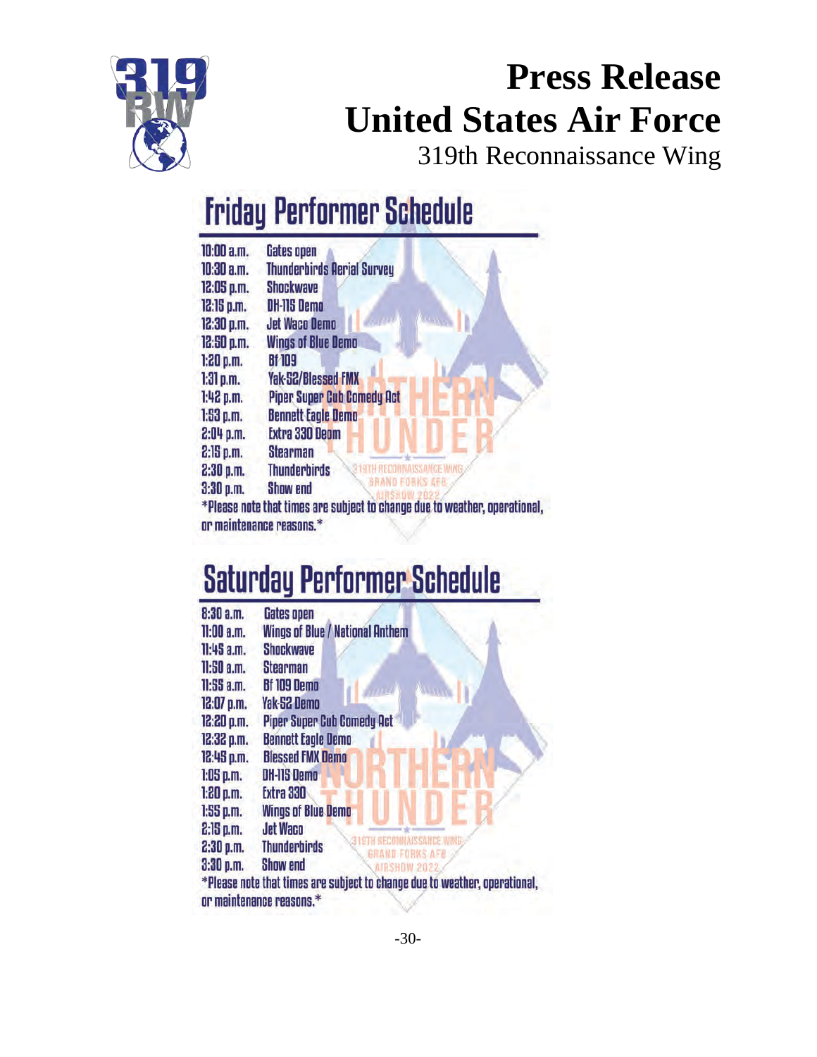# Press Release
# United States Air Force
319th Reconnaissance Wing

## Friday Performer Schedule

| | |
|---|---|
| 10:00 a.m. | Gates open |
| 10:30 a.m. | Thunderbirds Aerial Survey |
| 12:05 p.m. | Shockwave |
| 12:15 p.m. | DH-115 Demo |
| 12:30 p.m. | Jet Waco Demo |
| 12:50 p.m. | Wings of Blue Demo |
| 1:20 p.m. | Bf 109 |
| 1:31 p.m. | Yak-52/Blessed FMX |
| 1:42 p.m. | Piper Super Cub Comedy Act |
| 1:53 p.m. | Bennett Eagle Demo |
| 2:04 p.m. | Extra 330 Deom |
| 2:15 p.m. | Stearman |
| 2:30 p.m. | Thunderbirds |
| 3:30 p.m. | Show end |

*Please note that times are subject to change due to weather, operational, or maintenance reasons.*

## Saturday Performer Schedule

| | |
|---|---|
| 8:30 a.m. | Gates open |
| 11:00 a.m. | Wings of Blue / National Anthem |
| 11:45 a.m. | Shockwave |
| 11:50 a.m. | Stearman |
| 11:55 a.m. | Bf 109 Demo |
| 12:07 p.m. | Yak-52 Demo |
| 12:20 p.m. | Piper Super Cub Comedy Act |
| 12:32 p.m. | Bennett Eagle Demo |
| 12:45 p.m. | Blessed FMX Demo |
| 1:05 p.m. | DH-115 Demo |
| 1:20 p.m. | Extra 330 |
| 1:55 p.m. | Wings of Blue Demo |
| 2:15 p.m. | Jet Waco |
| 2:30 p.m. | Thunderbirds |
| 3:30 p.m. | Show end |

*Please note that times are subject to change due to weather, operational, or maintenance reasons.*

-30-